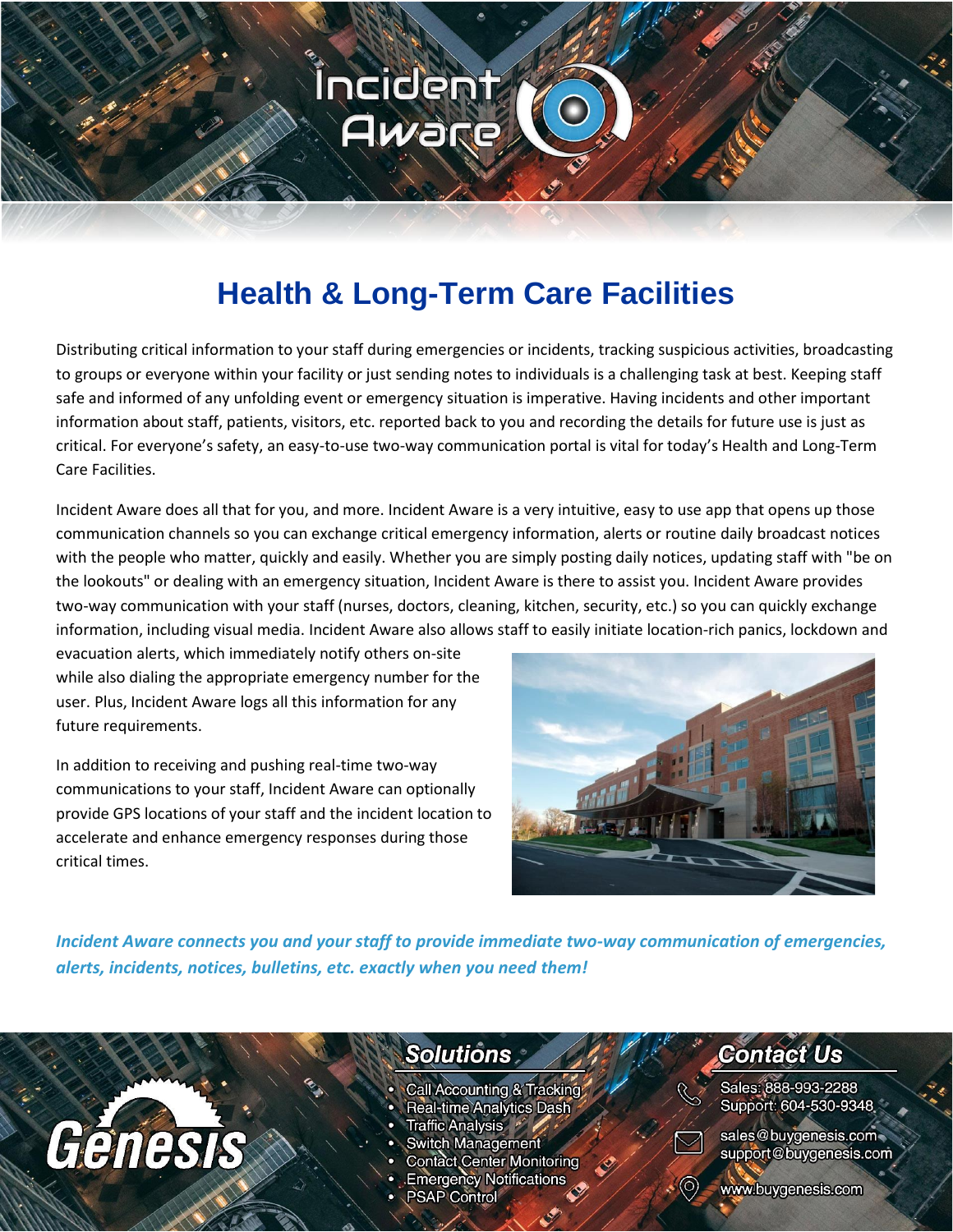# Incident Aware

## Health & Long-Term Care Facilities

Distributing critical information to your staff during emergencies or incidents, tracking suspicious activities, broadcasting to groups or everyone within your facility or just sending notes to individuals is a challenging task at best. Keeping staff safe and informed of any unfolding event or emergency situation is imperative. Having incidents and other important information about staff, patients, visitors, etc. reported back to you and recording the details for future use is just as critical. For everyone's safety, an easy-to-use two-way communication portal is vital for today's Health and Long-Term Care Facilities.

Incident Aware does all that for you, and more. Incident Aware is a very intuitive, easy to use app that opens up those communication channels so you can exchange critical emergency information, alerts or routine daily broadcast notices with the people who matter, quickly and easily. Whether you are simply posting daily notices, updating staff with "be on the lookouts" or dealing with an emergency situation, Incident Aware is there to assist you. Incident Aware provides two-way communication with your staff (nurses, doctors, cleaning, kitchen, security, etc.) so you can quickly exchange information, including visual media. Incident Aware also allows staff to easily initiate location-rich panics, lockdown and evacuation alerts, which immediately notify others on-site while also dialing the appropriate emergency number for the user. Plus, Incident Aware logs all this information for any future requirements.

In addition to receiving and pushing real-time two-way communications to your staff, Incident Aware can optionally provide GPS locations of your staff and the incident location to accelerate and enhance emergency responses during those critical times.

***Incident Aware connects you and your staff to provide immediate two-way communication of emergencies, alerts, incidents, notices, bulletins, etc. exactly when you need them!***

Genesis

### Solutions

- Call Accounting & Tracking
- Real-time Analytics Dash
- Traffic Analysis
- Switch Management
- Contact Center Monitoring
- Emergency Notifications
- PSAP Control

### Contact Us

Sales: 888-993-2288
Support: 604-530-9348

sales@buygenesis.com
support@buygenesis.com

www.buygenesis.com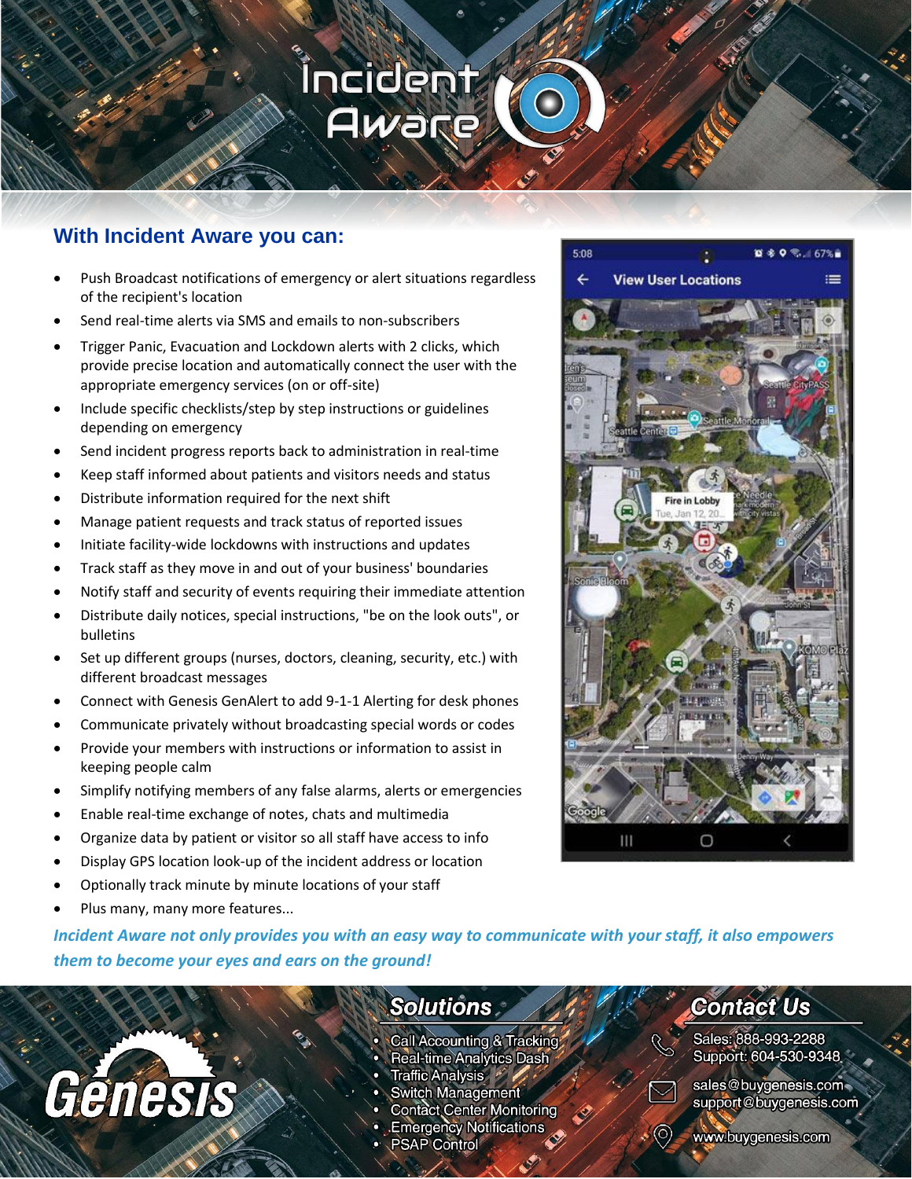# Incident Aware

## With Incident Aware you can:

- Push Broadcast notifications of emergency or alert situations regardless of the recipient's location
- Send real-time alerts via SMS and emails to non-subscribers
- Trigger Panic, Evacuation and Lockdown alerts with 2 clicks, which provide precise location and automatically connect the user with the appropriate emergency services (on or off-site)
- Include specific checklists/step by step instructions or guidelines depending on emergency
- Send incident progress reports back to administration in real-time
- Keep staff informed about patients and visitors needs and status
- Distribute information required for the next shift
- Manage patient requests and track status of reported issues
- Initiate facility-wide lockdowns with instructions and updates
- Track staff as they move in and out of your business' boundaries
- Notify staff and security of events requiring their immediate attention
- Distribute daily notices, special instructions, "be on the look outs", or bulletins
- Set up different groups (nurses, doctors, cleaning, security, etc.) with different broadcast messages
- Connect with Genesis GenAlert to add 9-1-1 Alerting for desk phones
- Communicate privately without broadcasting special words or codes
- Provide your members with instructions or information to assist in keeping people calm
- Simplify notifying members of any false alarms, alerts or emergencies
- Enable real-time exchange of notes, chats and multimedia
- Organize data by patient or visitor so all staff have access to info
- Display GPS location look-up of the incident address or location
- Optionally track minute by minute locations of your staff
- Plus many, many more features...

***Incident Aware not only provides you with an easy way to communicate with your staff, it also empowers them to become your eyes and ears on the ground!***

Genesis

## Solutions

- Call Accounting & Tracking
- Real-time Analytics Dash
- Traffic Analysis
- Switch Management
- Contact Center Monitoring
- Emergency Notifications
- PSAP Control

## Contact Us

Sales: 888-993-2288
Support: 604-530-9348

sales@buygenesis.com
support@buygenesis.com

www.buygenesis.com